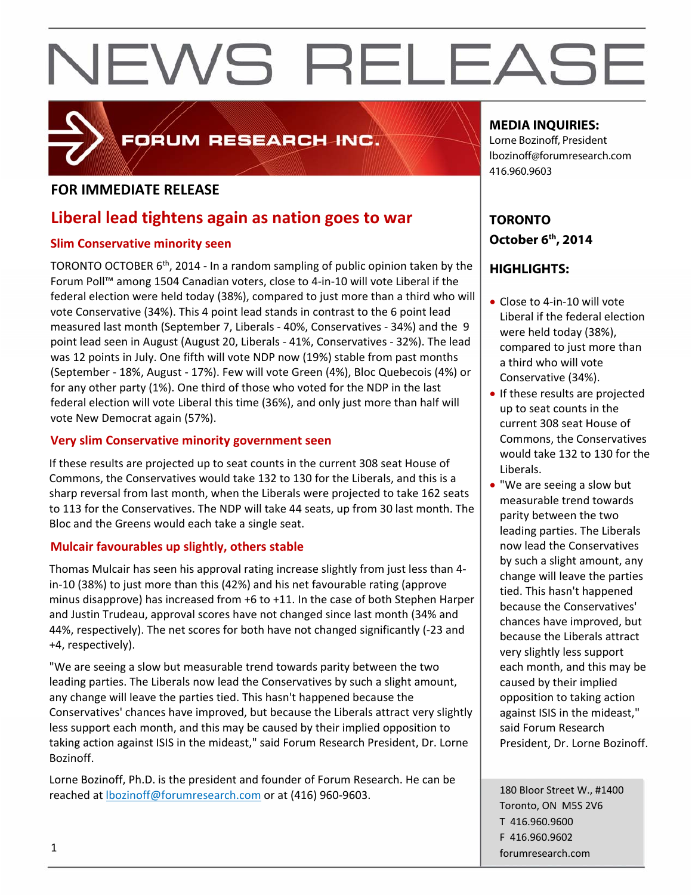# NEWS RELEASE

FORUM RESEARCH INC.

**FOR IMMEDIATE RELEASE**

## Liberal lead tightens again as nation goes to war

### Slim Conservative minority seen

TORONTO OCTOBER 6th, 2014 - In a random sampling of public opinion taken by the Forum Poll™ among 1504 Canadian voters, close to 4-in-10 will vote Liberal if the federal election were held today (38%), compared to just more than a third who will vote Conservative (34%). This 4 point lead stands in contrast to the 6 point lead measured last month (September 7, Liberals - 40%, Conservatives - 34%) and the 9 point lead seen in August (August 20, Liberals - 41%, Conservatives - 32%). The lead was 12 points in July. One fifth will vote NDP now (19%) stable from past months (September - 18%, August - 17%). Few will vote Green (4%), Bloc Quebecois (4%) or for any other party (1%). One third of those who voted for the NDP in the last federal election will vote Liberal this time (36%), and only just more than half will vote New Democrat again (57%).

### Very slim Conservative minority government seen

If these results are projected up to seat counts in the current 308 seat House of Commons, the Conservatives would take 132 to 130 for the Liberals, and this is a sharp reversal from last month, when the Liberals were projected to take 162 seats to 113 for the Conservatives. The NDP will take 44 seats, up from 30 last month. The Bloc and the Greens would each take a single seat.

### Mulcair favourables up slightly, others stable

Thomas Mulcair has seen his approval rating increase slightly from just less than 4-in-10 (38%) to just more than this (42%) and his net favourable rating (approve minus disapprove) has increased from +6 to +11. In the case of both Stephen Harper and Justin Trudeau, approval scores have not changed since last month (34% and 44%, respectively). The net scores for both have not changed significantly (-23 and +4, respectively).

"We are seeing a slow but measurable trend towards parity between the two leading parties. The Liberals now lead the Conservatives by such a slight amount, any change will leave the parties tied. This hasn't happened because the Conservatives' chances have improved, but because the Liberals attract very slightly less support each month, and this may be caused by their implied opposition to taking action against ISIS in the mideast," said Forum Research President, Dr. Lorne Bozinoff.

Lorne Bozinoff, Ph.D. is the president and founder of Forum Research. He can be reached at lbozinoff@forumresearch.com or at (416) 960-9603.

**MEDIA INQUIRIES:**
Lorne Bozinoff, President
lbozinoff@forumresearch.com
416.960.9603

**TORONTO**
**October 6th, 2014**

**HIGHLIGHTS:**

- Close to 4-in-10 will vote Liberal if the federal election were held today (38%), compared to just more than a third who will vote Conservative (34%).
- If these results are projected up to seat counts in the current 308 seat House of Commons, the Conservatives would take 132 to 130 for the Liberals.
- "We are seeing a slow but measurable trend towards parity between the two leading parties. The Liberals now lead the Conservatives by such a slight amount, any change will leave the parties tied. This hasn't happened because the Conservatives' chances have improved, but because the Liberals attract very slightly less support each month, and this may be caused by their implied opposition to taking action against ISIS in the mideast," said Forum Research President, Dr. Lorne Bozinoff.

180 Bloor Street W., #1400
Toronto, ON M5S 2V6
T 416.960.9600
F 416.960.9602
forumresearch.com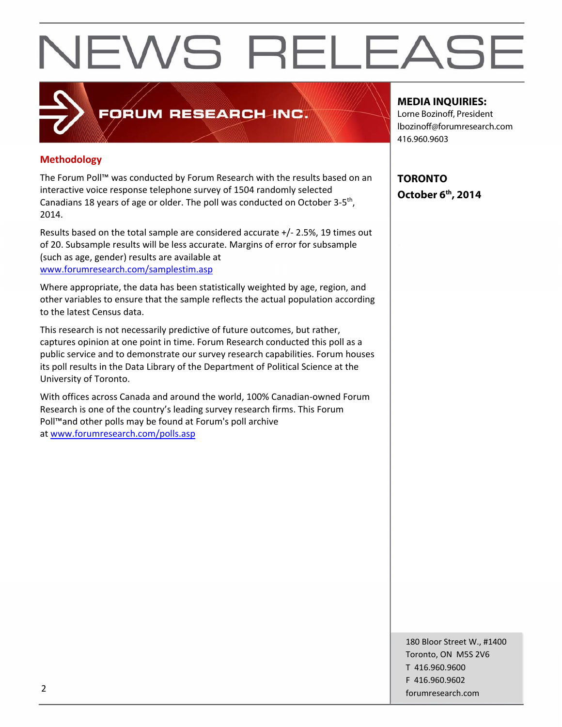## Methodology

The Forum Poll™ was conducted by Forum Research with the results based on an interactive voice response telephone survey of 1504 randomly selected Canadians 18 years of age or older. The poll was conducted on October 3-5th, 2014.

Results based on the total sample are considered accurate +/- 2.5%, 19 times out of 20. Subsample results will be less accurate. Margins of error for subsample (such as age, gender) results are available at www.forumresearch.com/samplestim.asp

Where appropriate, the data has been statistically weighted by age, region, and other variables to ensure that the sample reflects the actual population according to the latest Census data.

This research is not necessarily predictive of future outcomes, but rather, captures opinion at one point in time. Forum Research conducted this poll as a public service and to demonstrate our survey research capabilities. Forum houses its poll results in the Data Library of the Department of Political Science at the University of Toronto.

With offices across Canada and around the world, 100% Canadian-owned Forum Research is one of the country's leading survey research firms. This Forum Poll™and other polls may be found at Forum's poll archive at www.forumresearch.com/polls.asp

**MEDIA INQUIRIES:**
Lorne Bozinoff, President
lbozinoff@forumresearch.com
416.960.9603

**TORONTO**
**October 6th, 2014**

180 Bloor Street W., #1400
Toronto, ON M5S 2V6
T 416.960.9600
F 416.960.9602
forumresearch.com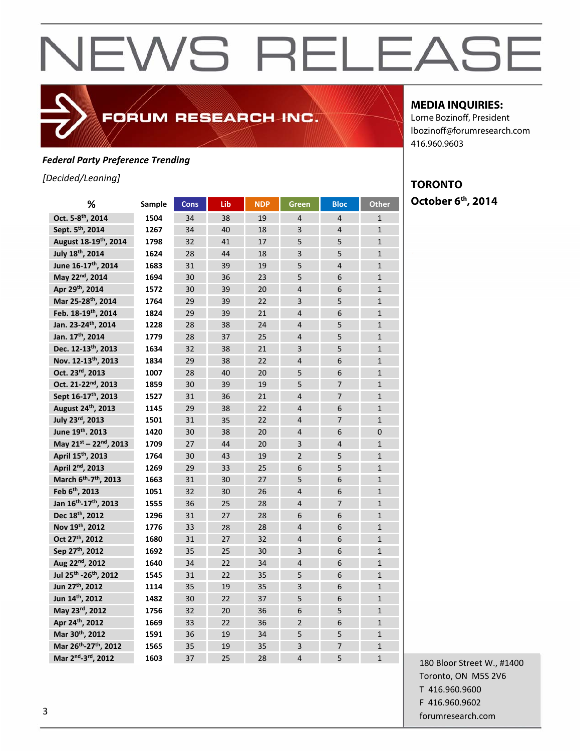# NEWS RELEASE

FORUM RESEARCH INC.

**MEDIA INQUIRIES:**
Lorne Bozinoff, President
lbozinoff@forumresearch.com
416.960.9603

**TORONTO**
**October 6th, 2014**

***Federal Party Preference Trending***

*[Decided/Leaning]*

| % | Sample | Cons | Lib | NDP | Green | Bloc | Other |
|---|---|---|---|---|---|---|---|
| **Oct. 5-8th, 2014** | **1504** | 34 | 38 | 19 | 4 | 4 | 1 |
| **Sept. 5th, 2014** | **1267** | 34 | 40 | 18 | 3 | 4 | 1 |
| **August 18-19th, 2014** | **1798** | 32 | 41 | 17 | 5 | 5 | 1 |
| **July 18th, 2014** | **1624** | 28 | 44 | 18 | 3 | 5 | 1 |
| **June 16-17th, 2014** | **1683** | 31 | 39 | 19 | 5 | 4 | 1 |
| **May 22nd, 2014** | **1694** | 30 | 36 | 23 | 5 | 6 | 1 |
| **Apr 29th, 2014** | **1572** | 30 | 39 | 20 | 4 | 6 | 1 |
| **Mar 25-28th, 2014** | **1764** | 29 | 39 | 22 | 3 | 5 | 1 |
| **Feb. 18-19th, 2014** | **1824** | 29 | 39 | 21 | 4 | 6 | 1 |
| **Jan. 23-24th, 2014** | **1228** | 28 | 38 | 24 | 4 | 5 | 1 |
| **Jan. 17th, 2014** | **1779** | 28 | 37 | 25 | 4 | 5 | 1 |
| **Dec. 12-13th, 2013** | **1634** | 32 | 38 | 21 | 3 | 5 | 1 |
| **Nov. 12-13th, 2013** | **1834** | 29 | 38 | 22 | 4 | 6 | 1 |
| **Oct. 23rd, 2013** | **1007** | 28 | 40 | 20 | 5 | 6 | 1 |
| **Oct. 21-22nd, 2013** | **1859** | 30 | 39 | 19 | 5 | 7 | 1 |
| **Sept 16-17th, 2013** | **1527** | 31 | 36 | 21 | 4 | 7 | 1 |
| **August 24th, 2013** | **1145** | 29 | 38 | 22 | 4 | 6 | 1 |
| **July 23rd, 2013** | **1501** | 31 | 35 | 22 | 4 | 7 | 1 |
| **June 19th. 2013** | **1420** | 30 | 38 | 20 | 4 | 6 | 0 |
| **May 21st – 22nd, 2013** | **1709** | 27 | 44 | 20 | 3 | 4 | 1 |
| **April 15th, 2013** | **1764** | 30 | 43 | 19 | 2 | 5 | 1 |
| **April 2nd, 2013** | **1269** | 29 | 33 | 25 | 6 | 5 | 1 |
| **March 6th-7th, 2013** | **1663** | 31 | 30 | 27 | 5 | 6 | 1 |
| **Feb 6th, 2013** | **1051** | 32 | 30 | 26 | 4 | 6 | 1 |
| **Jan 16th-17th, 2013** | **1555** | 36 | 25 | 28 | 4 | 7 | 1 |
| **Dec 18th, 2012** | **1296** | 31 | 27 | 28 | 6 | 6 | 1 |
| **Nov 19th, 2012** | **1776** | 33 | 28 | 28 | 4 | 6 | 1 |
| **Oct 27th, 2012** | **1680** | 31 | 27 | 32 | 4 | 6 | 1 |
| **Sep 27th, 2012** | **1692** | 35 | 25 | 30 | 3 | 6 | 1 |
| **Aug 22nd, 2012** | **1640** | 34 | 22 | 34 | 4 | 6 | 1 |
| **Jul 25th -26th, 2012** | **1545** | 31 | 22 | 35 | 5 | 6 | 1 |
| **Jun 27th, 2012** | **1114** | 35 | 19 | 35 | 3 | 6 | 1 |
| **Jun 14th, 2012** | **1482** | 30 | 22 | 37 | 5 | 6 | 1 |
| **May 23rd, 2012** | **1756** | 32 | 20 | 36 | 6 | 5 | 1 |
| **Apr 24th, 2012** | **1669** | 33 | 22 | 36 | 2 | 6 | 1 |
| **Mar 30th, 2012** | **1591** | 36 | 19 | 34 | 5 | 5 | 1 |
| **Mar 26th-27th, 2012** | **1565** | 35 | 19 | 35 | 3 | 7 | 1 |
| **Mar 2nd-3rd, 2012** | **1603** | 37 | 25 | 28 | 4 | 5 | 1 |

180 Bloor Street W., #1400
Toronto, ON M5S 2V6
T 416.960.9600
F 416.960.9602
forumresearch.com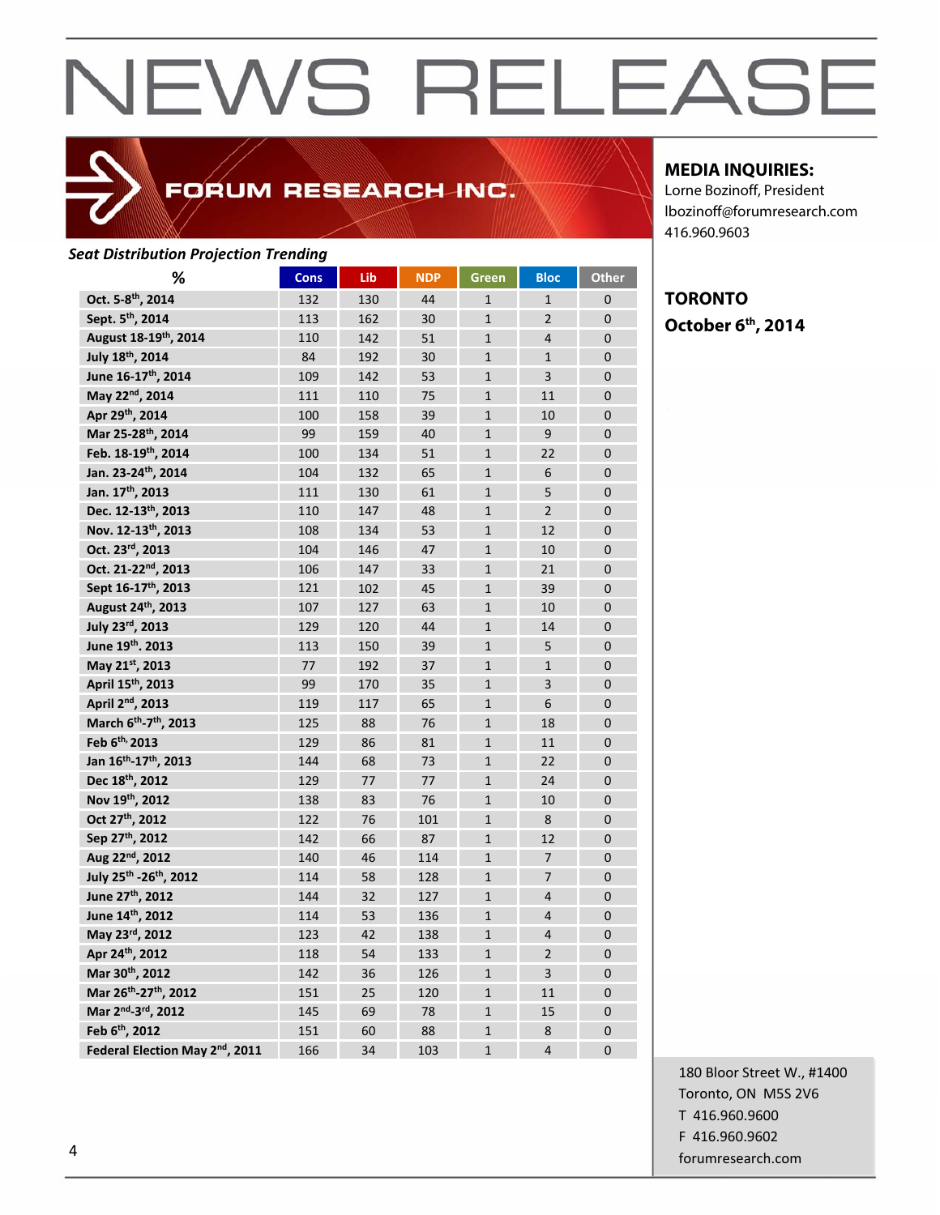# NEWS RELEASE

FORUM RESEARCH INC.

**MEDIA INQUIRIES:**
Lorne Bozinoff, President
lbozinoff@forumresearch.com
416.960.9603

**TORONTO**
**October 6th, 2014**

***Seat Distribution Projection Trending***

| % | Cons | Lib | NDP | Green | Bloc | Other |
|---|---|---|---|---|---|---|
| Oct. 5-8th, 2014 | 132 | 130 | 44 | 1 | 1 | 0 |
| Sept. 5th, 2014 | 113 | 162 | 30 | 1 | 2 | 0 |
| August 18-19th, 2014 | 110 | 142 | 51 | 1 | 4 | 0 |
| July 18th, 2014 | 84 | 192 | 30 | 1 | 1 | 0 |
| June 16-17th, 2014 | 109 | 142 | 53 | 1 | 3 | 0 |
| May 22nd, 2014 | 111 | 110 | 75 | 1 | 11 | 0 |
| Apr 29th, 2014 | 100 | 158 | 39 | 1 | 10 | 0 |
| Mar 25-28th, 2014 | 99 | 159 | 40 | 1 | 9 | 0 |
| Feb. 18-19th, 2014 | 100 | 134 | 51 | 1 | 22 | 0 |
| Jan. 23-24th, 2014 | 104 | 132 | 65 | 1 | 6 | 0 |
| Jan. 17th, 2013 | 111 | 130 | 61 | 1 | 5 | 0 |
| Dec. 12-13th, 2013 | 110 | 147 | 48 | 1 | 2 | 0 |
| Nov. 12-13th, 2013 | 108 | 134 | 53 | 1 | 12 | 0 |
| Oct. 23rd, 2013 | 104 | 146 | 47 | 1 | 10 | 0 |
| Oct. 21-22nd, 2013 | 106 | 147 | 33 | 1 | 21 | 0 |
| Sept 16-17th, 2013 | 121 | 102 | 45 | 1 | 39 | 0 |
| August 24th, 2013 | 107 | 127 | 63 | 1 | 10 | 0 |
| July 23rd, 2013 | 129 | 120 | 44 | 1 | 14 | 0 |
| June 19th. 2013 | 113 | 150 | 39 | 1 | 5 | 0 |
| May 21st, 2013 | 77 | 192 | 37 | 1 | 1 | 0 |
| April 15th, 2013 | 99 | 170 | 35 | 1 | 3 | 0 |
| April 2nd, 2013 | 119 | 117 | 65 | 1 | 6 | 0 |
| March 6th-7th, 2013 | 125 | 88 | 76 | 1 | 18 | 0 |
| Feb 6th, 2013 | 129 | 86 | 81 | 1 | 11 | 0 |
| Jan 16th-17th, 2013 | 144 | 68 | 73 | 1 | 22 | 0 |
| Dec 18th, 2012 | 129 | 77 | 77 | 1 | 24 | 0 |
| Nov 19th, 2012 | 138 | 83 | 76 | 1 | 10 | 0 |
| Oct 27th, 2012 | 122 | 76 | 101 | 1 | 8 | 0 |
| Sep 27th, 2012 | 142 | 66 | 87 | 1 | 12 | 0 |
| Aug 22nd, 2012 | 140 | 46 | 114 | 1 | 7 | 0 |
| July 25th -26th, 2012 | 114 | 58 | 128 | 1 | 7 | 0 |
| June 27th, 2012 | 144 | 32 | 127 | 1 | 4 | 0 |
| June 14th, 2012 | 114 | 53 | 136 | 1 | 4 | 0 |
| May 23rd, 2012 | 123 | 42 | 138 | 1 | 4 | 0 |
| Apr 24th, 2012 | 118 | 54 | 133 | 1 | 2 | 0 |
| Mar 30th, 2012 | 142 | 36 | 126 | 1 | 3 | 0 |
| Mar 26th-27th, 2012 | 151 | 25 | 120 | 1 | 11 | 0 |
| Mar 2nd-3rd, 2012 | 145 | 69 | 78 | 1 | 15 | 0 |
| Feb 6th, 2012 | 151 | 60 | 88 | 1 | 8 | 0 |
| Federal Election May 2nd, 2011 | 166 | 34 | 103 | 1 | 4 | 0 |

180 Bloor Street W., #1400
Toronto, ON M5S 2V6
T 416.960.9600
F 416.960.9602
forumresearch.com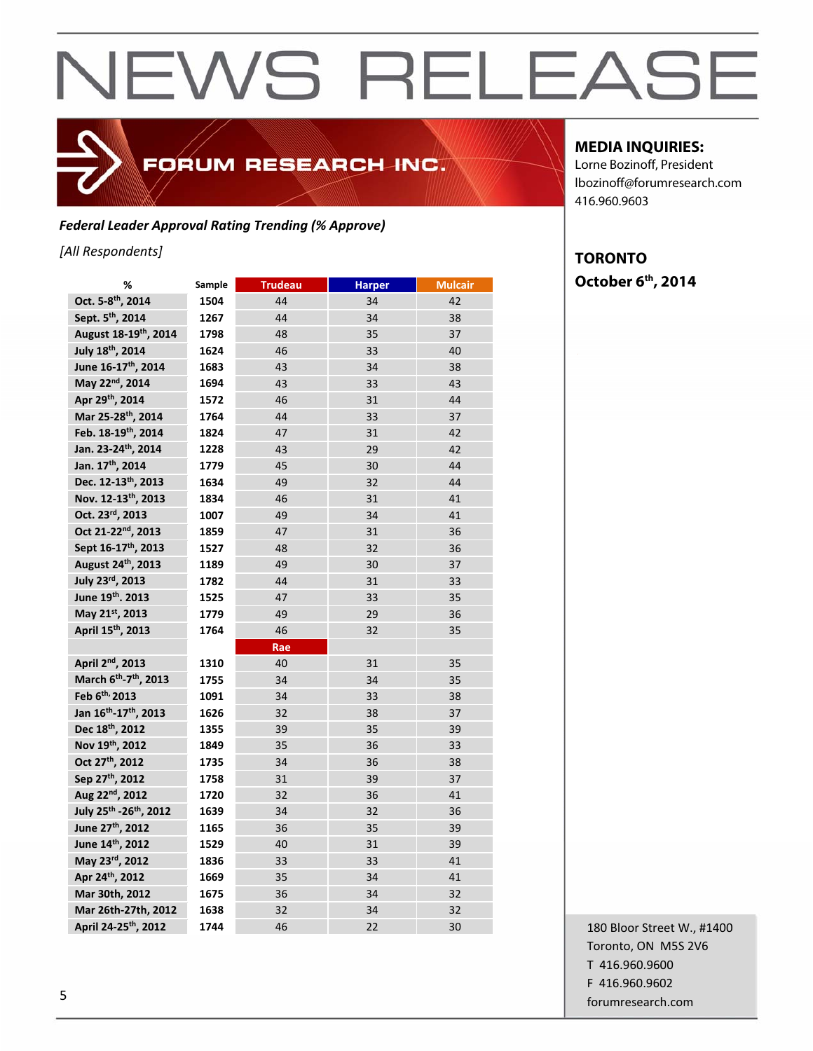# NEWS RELEASE

**FORUM RESEARCH INC.**

**MEDIA INQUIRIES:**
Lorne Bozinoff, President
lbozinoff@forumresearch.com
416.960.9603

**TORONTO**
**October 6th, 2014**

***Federal Leader Approval Rating Trending (% Approve)***

*[All Respondents]*

| % | Sample | Trudeau | Harper | Mulcair |
|---|---|---|---|---|
| Oct. 5-8th, 2014 | 1504 | 44 | 34 | 42 |
| Sept. 5th, 2014 | 1267 | 44 | 34 | 38 |
| August 18-19th, 2014 | 1798 | 48 | 35 | 37 |
| July 18th, 2014 | 1624 | 46 | 33 | 40 |
| June 16-17th, 2014 | 1683 | 43 | 34 | 38 |
| May 22nd, 2014 | 1694 | 43 | 33 | 43 |
| Apr 29th, 2014 | 1572 | 46 | 31 | 44 |
| Mar 25-28th, 2014 | 1764 | 44 | 33 | 37 |
| Feb. 18-19th, 2014 | 1824 | 47 | 31 | 42 |
| Jan. 23-24th, 2014 | 1228 | 43 | 29 | 42 |
| Jan. 17th, 2014 | 1779 | 45 | 30 | 44 |
| Dec. 12-13th, 2013 | 1634 | 49 | 32 | 44 |
| Nov. 12-13th, 2013 | 1834 | 46 | 31 | 41 |
| Oct. 23rd, 2013 | 1007 | 49 | 34 | 41 |
| Oct 21-22nd, 2013 | 1859 | 47 | 31 | 36 |
| Sept 16-17th, 2013 | 1527 | 48 | 32 | 36 |
| August 24th, 2013 | 1189 | 49 | 30 | 37 |
| July 23rd, 2013 | 1782 | 44 | 31 | 33 |
| June 19th. 2013 | 1525 | 47 | 33 | 35 |
| May 21st, 2013 | 1779 | 49 | 29 | 36 |
| April 15th, 2013 | 1764 | 46 | 32 | 35 |
| | | Rae | | |
| April 2nd, 2013 | 1310 | 40 | 31 | 35 |
| March 6th-7th, 2013 | 1755 | 34 | 34 | 35 |
| Feb 6th, 2013 | 1091 | 34 | 33 | 38 |
| Jan 16th-17th, 2013 | 1626 | 32 | 38 | 37 |
| Dec 18th, 2012 | 1355 | 39 | 35 | 39 |
| Nov 19th, 2012 | 1849 | 35 | 36 | 33 |
| Oct 27th, 2012 | 1735 | 34 | 36 | 38 |
| Sep 27th, 2012 | 1758 | 31 | 39 | 37 |
| Aug 22nd, 2012 | 1720 | 32 | 36 | 41 |
| July 25th -26th, 2012 | 1639 | 34 | 32 | 36 |
| June 27th, 2012 | 1165 | 36 | 35 | 39 |
| June 14th, 2012 | 1529 | 40 | 31 | 39 |
| May 23rd, 2012 | 1836 | 33 | 33 | 41 |
| Apr 24th, 2012 | 1669 | 35 | 34 | 41 |
| Mar 30th, 2012 | 1675 | 36 | 34 | 32 |
| Mar 26th-27th, 2012 | 1638 | 32 | 34 | 32 |
| April 24-25th, 2012 | 1744 | 46 | 22 | 30 |

180 Bloor Street W., #1400
Toronto, ON M5S 2V6
T 416.960.9600
F 416.960.9602
forumresearch.com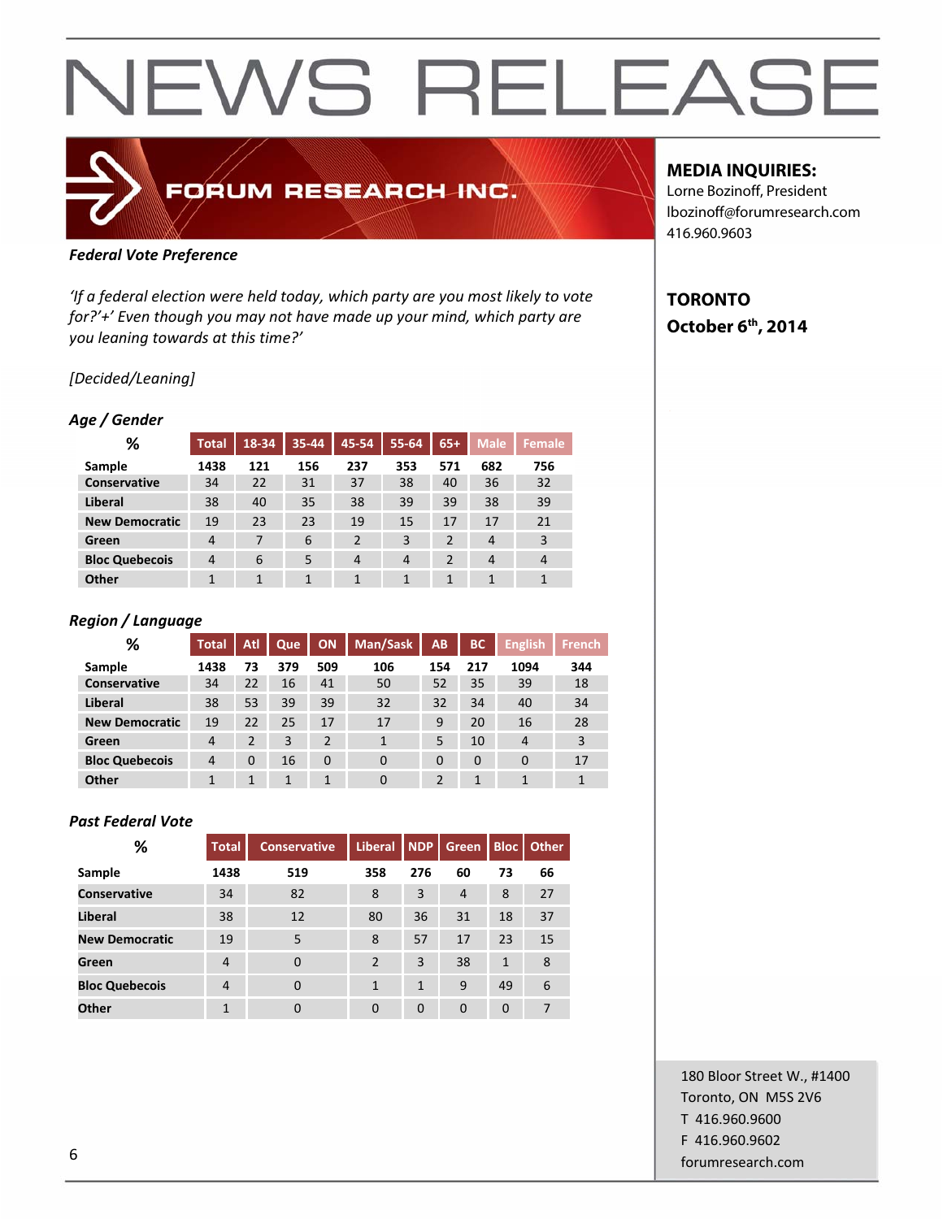# NEWS RELEASE

**FORUM RESEARCH INC.**

**MEDIA INQUIRIES:**
Lorne Bozinoff, President
lbozinoff@forumresearch.com
416.960.9603

**TORONTO**
**October 6th, 2014**

***Federal Vote Preference***

*'If a federal election were held today, which party are you most likely to vote for?'+' Even though you may not have made up your mind, which party are you leaning towards at this time?'*

*[Decided/Leaning]*

***Age / Gender***

| % | Total | 18-34 | 35-44 | 45-54 | 55-64 | 65+ | Male | Female |
|---|---|---|---|---|---|---|---|---|
| **Sample** | 1438 | 121 | 156 | 237 | 353 | 571 | 682 | 756 |
| **Conservative** | 34 | 22 | 31 | 37 | 38 | 40 | 36 | 32 |
| **Liberal** | 38 | 40 | 35 | 38 | 39 | 39 | 38 | 39 |
| **New Democratic** | 19 | 23 | 23 | 19 | 15 | 17 | 17 | 21 |
| **Green** | 4 | 7 | 6 | 2 | 3 | 2 | 4 | 3 |
| **Bloc Quebecois** | 4 | 6 | 5 | 4 | 4 | 2 | 4 | 4 |
| **Other** | 1 | 1 | 1 | 1 | 1 | 1 | 1 | 1 |

***Region / Language***

| % | Total | Atl | Que | ON | Man/Sask | AB | BC | English | French |
|---|---|---|---|---|---|---|---|---|---|
| **Sample** | 1438 | 73 | 379 | 509 | 106 | 154 | 217 | 1094 | 344 |
| **Conservative** | 34 | 22 | 16 | 41 | 50 | 52 | 35 | 39 | 18 |
| **Liberal** | 38 | 53 | 39 | 39 | 32 | 32 | 34 | 40 | 34 |
| **New Democratic** | 19 | 22 | 25 | 17 | 17 | 9 | 20 | 16 | 28 |
| **Green** | 4 | 2 | 3 | 2 | 1 | 5 | 10 | 4 | 3 |
| **Bloc Quebecois** | 4 | 0 | 16 | 0 | 0 | 0 | 0 | 0 | 17 |
| **Other** | 1 | 1 | 1 | 1 | 0 | 2 | 1 | 1 | 1 |

***Past Federal Vote***

| % | Total | Conservative | Liberal | NDP | Green | Bloc | Other |
|---|---|---|---|---|---|---|---|
| **Sample** | 1438 | 519 | 358 | 276 | 60 | 73 | 66 |
| **Conservative** | 34 | 82 | 8 | 3 | 4 | 8 | 27 |
| **Liberal** | 38 | 12 | 80 | 36 | 31 | 18 | 37 |
| **New Democratic** | 19 | 5 | 8 | 57 | 17 | 23 | 15 |
| **Green** | 4 | 0 | 2 | 3 | 38 | 1 | 8 |
| **Bloc Quebecois** | 4 | 0 | 1 | 1 | 9 | 49 | 6 |
| **Other** | 1 | 0 | 0 | 0 | 0 | 0 | 7 |

180 Bloor Street W., #1400
Toronto, ON M5S 2V6
T 416.960.9600
F 416.960.9602
forumresearch.com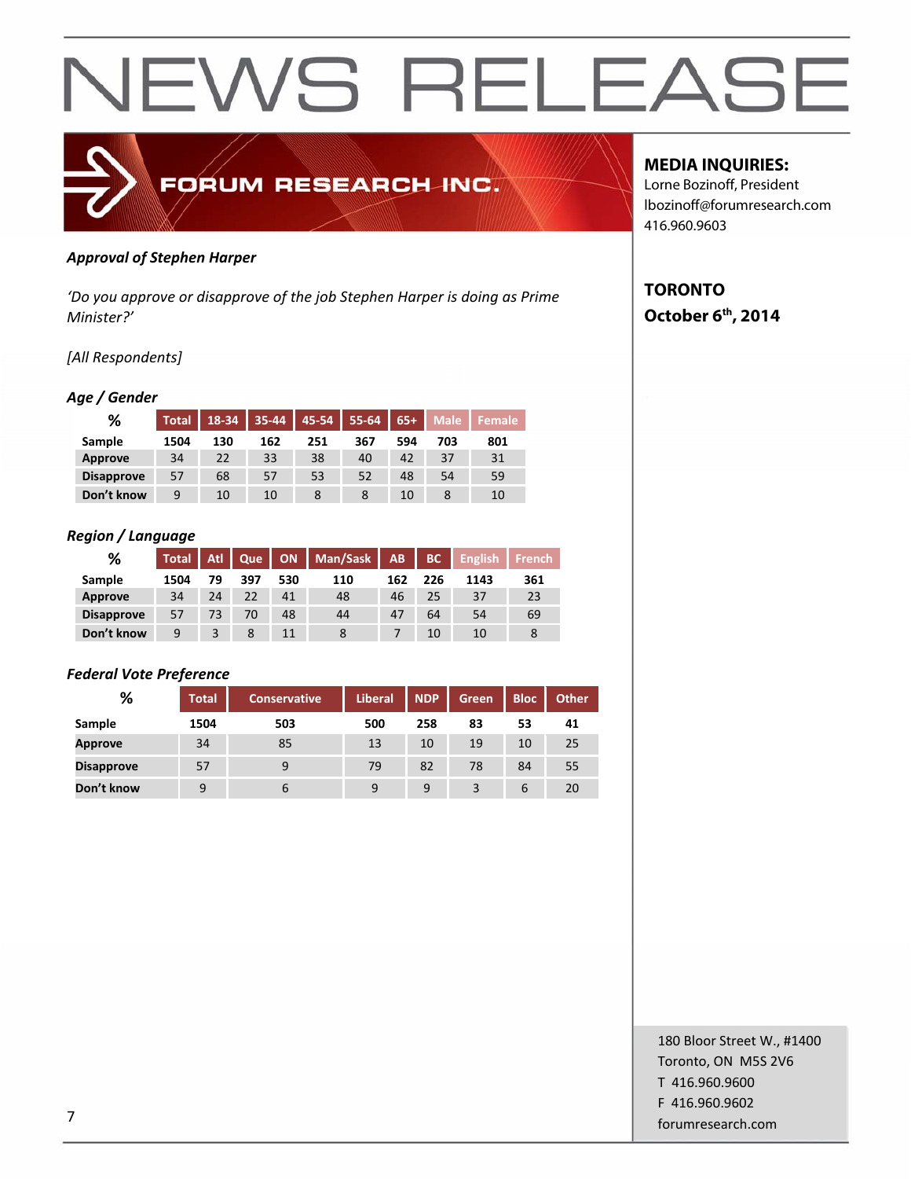# NEWS RELEASE

FORUM RESEARCH INC.

**MEDIA INQUIRIES:**
Lorne Bozinoff, President
lbozinoff@forumresearch.com
416.960.9603

**TORONTO**
**October 6th, 2014**

***Approval of Stephen Harper***

*'Do you approve or disapprove of the job Stephen Harper is doing as Prime Minister?'*

*[All Respondents]*

***Age / Gender***

| % | Total | 18-34 | 35-44 | 45-54 | 55-64 | 65+ | Male | Female |
|---|---|---|---|---|---|---|---|---|
| **Sample** | 1504 | 130 | 162 | 251 | 367 | 594 | 703 | 801 |
| **Approve** | 34 | 22 | 33 | 38 | 40 | 42 | 37 | 31 |
| **Disapprove** | 57 | 68 | 57 | 53 | 52 | 48 | 54 | 59 |
| **Don't know** | 9 | 10 | 10 | 8 | 8 | 10 | 8 | 10 |

***Region / Language***

| % | Total | Atl | Que | ON | Man/Sask | AB | BC | English | French |
|---|---|---|---|---|---|---|---|---|---|
| **Sample** | 1504 | 79 | 397 | 530 | 110 | 162 | 226 | 1143 | 361 |
| **Approve** | 34 | 24 | 22 | 41 | 48 | 46 | 25 | 37 | 23 |
| **Disapprove** | 57 | 73 | 70 | 48 | 44 | 47 | 64 | 54 | 69 |
| **Don't know** | 9 | 3 | 8 | 11 | 8 | 7 | 10 | 10 | 8 |

***Federal Vote Preference***

| % | Total | Conservative | Liberal | NDP | Green | Bloc | Other |
|---|---|---|---|---|---|---|---|
| **Sample** | 1504 | 503 | 500 | 258 | 83 | 53 | 41 |
| **Approve** | 34 | 85 | 13 | 10 | 19 | 10 | 25 |
| **Disapprove** | 57 | 9 | 79 | 82 | 78 | 84 | 55 |
| **Don't know** | 9 | 6 | 9 | 9 | 3 | 6 | 20 |

180 Bloor Street W., #1400
Toronto, ON M5S 2V6
T 416.960.9600
F 416.960.9602
forumresearch.com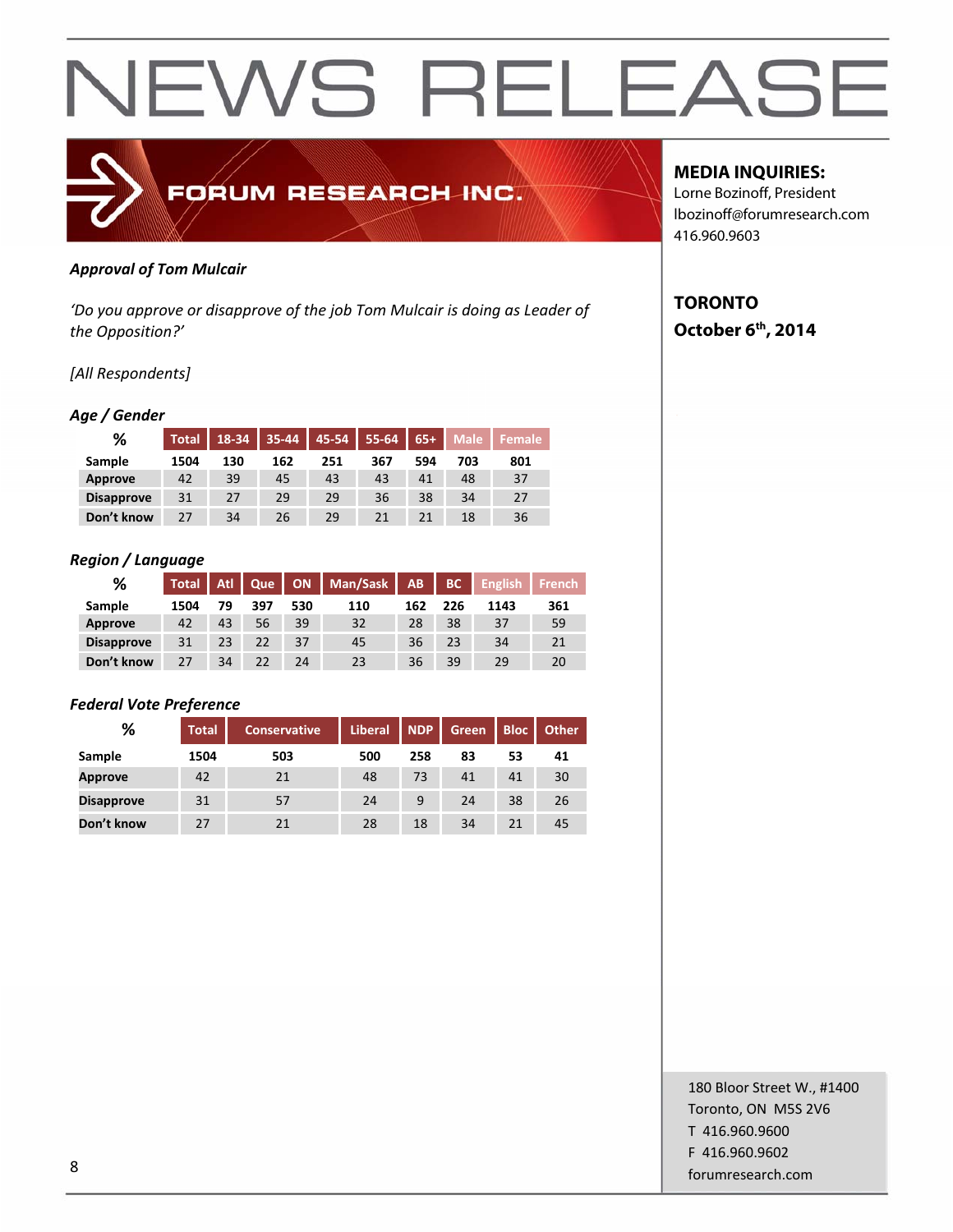# NEWS RELEASE

FORUM RESEARCH INC.

**MEDIA INQUIRIES:**
Lorne Bozinoff, President
lbozinoff@forumresearch.com
416.960.9603

**TORONTO**
**October 6th, 2014**

***Approval of Tom Mulcair***

*'Do you approve or disapprove of the job Tom Mulcair is doing as Leader of the Opposition?'*

*[All Respondents]*

***Age / Gender***

| % | Total | 18-34 | 35-44 | 45-54 | 55-64 | 65+ | Male | Female |
|---|---|---|---|---|---|---|---|---|
| **Sample** | **1504** | **130** | **162** | **251** | **367** | **594** | **703** | **801** |
| **Approve** | 42 | 39 | 45 | 43 | 43 | 41 | 48 | 37 |
| **Disapprove** | 31 | 27 | 29 | 29 | 36 | 38 | 34 | 27 |
| **Don't know** | 27 | 34 | 26 | 29 | 21 | 21 | 18 | 36 |

***Region / Language***

| % | Total | Atl | Que | ON | Man/Sask | AB | BC | English | French |
|---|---|---|---|---|---|---|---|---|---|
| **Sample** | **1504** | **79** | **397** | **530** | **110** | **162** | **226** | **1143** | **361** |
| **Approve** | 42 | 43 | 56 | 39 | 32 | 28 | 38 | 37 | 59 |
| **Disapprove** | 31 | 23 | 22 | 37 | 45 | 36 | 23 | 34 | 21 |
| **Don't know** | 27 | 34 | 22 | 24 | 23 | 36 | 39 | 29 | 20 |

***Federal Vote Preference***

| % | Total | Conservative | Liberal | NDP | Green | Bloc | Other |
|---|---|---|---|---|---|---|---|
| **Sample** | **1504** | **503** | **500** | **258** | **83** | **53** | **41** |
| **Approve** | 42 | 21 | 48 | 73 | 41 | 41 | 30 |
| **Disapprove** | 31 | 57 | 24 | 9 | 24 | 38 | 26 |
| **Don't know** | 27 | 21 | 28 | 18 | 34 | 21 | 45 |

180 Bloor Street W., #1400
Toronto, ON M5S 2V6
T 416.960.9600
F 416.960.9602
forumresearch.com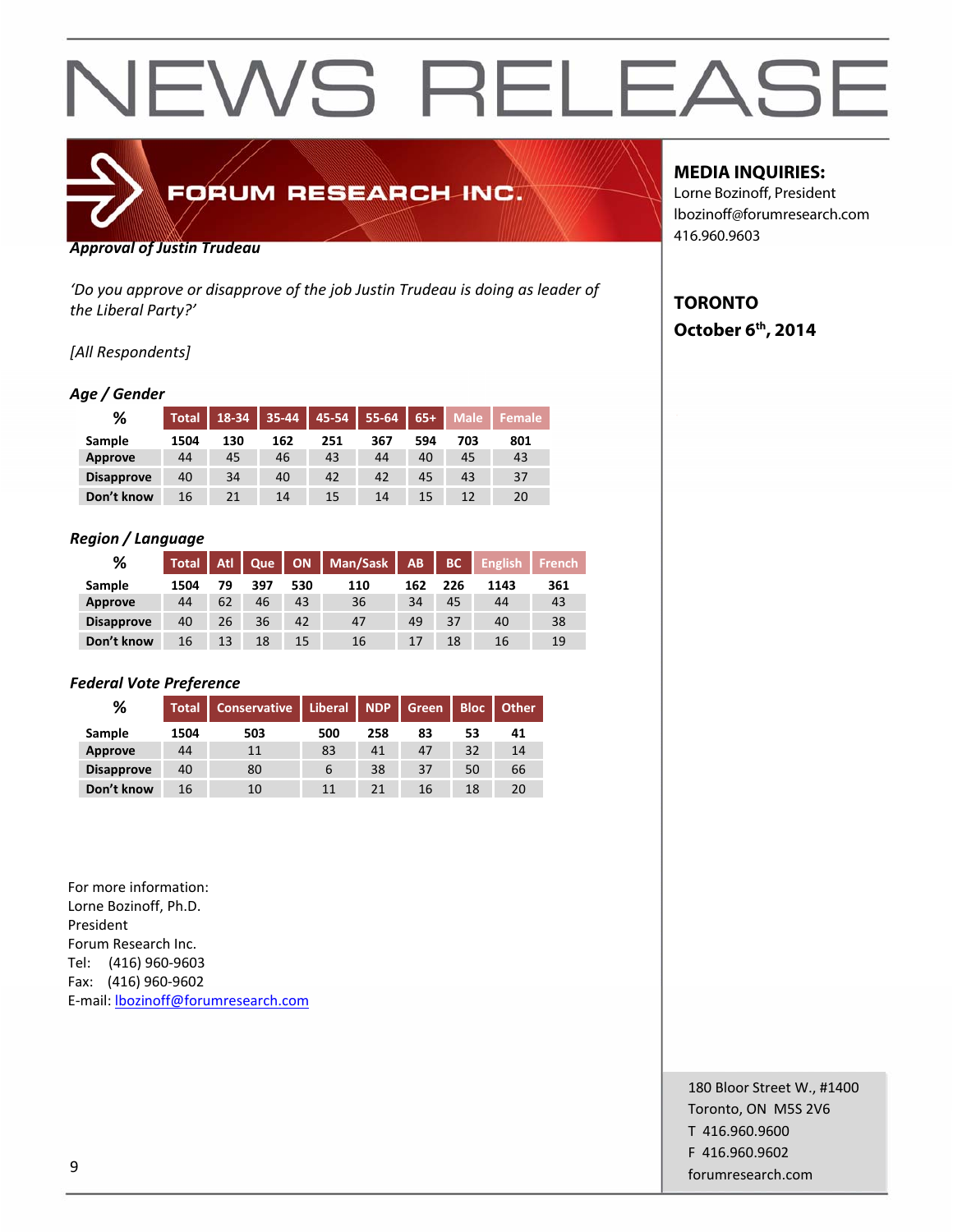# NEWS RELEASE

FORUM RESEARCH INC.

**MEDIA INQUIRIES:**
Lorne Bozinoff, President
lbozinoff@forumresearch.com
416.960.9603

**TORONTO**
**October 6th, 2014**

***Approval of Justin Trudeau***

*'Do you approve or disapprove of the job Justin Trudeau is doing as leader of the Liberal Party?'*

*[All Respondents]*

***Age / Gender***

| % | Total | 18-34 | 35-44 | 45-54 | 55-64 | 65+ | Male | Female |
|---|---|---|---|---|---|---|---|---|
| **Sample** | 1504 | 130 | 162 | 251 | 367 | 594 | 703 | 801 |
| **Approve** | 44 | 45 | 46 | 43 | 44 | 40 | 45 | 43 |
| **Disapprove** | 40 | 34 | 40 | 42 | 42 | 45 | 43 | 37 |
| **Don't know** | 16 | 21 | 14 | 15 | 14 | 15 | 12 | 20 |

***Region / Language***

| % | Total | Atl | Que | ON | Man/Sask | AB | BC | English | French |
|---|---|---|---|---|---|---|---|---|---|
| **Sample** | 1504 | 79 | 397 | 530 | 110 | 162 | 226 | 1143 | 361 |
| **Approve** | 44 | 62 | 46 | 43 | 36 | 34 | 45 | 44 | 43 |
| **Disapprove** | 40 | 26 | 36 | 42 | 47 | 49 | 37 | 40 | 38 |
| **Don't know** | 16 | 13 | 18 | 15 | 16 | 17 | 18 | 16 | 19 |

***Federal Vote Preference***

| % | Total | Conservative | Liberal | NDP | Green | Bloc | Other |
|---|---|---|---|---|---|---|---|
| **Sample** | 1504 | 503 | 500 | 258 | 83 | 53 | 41 |
| **Approve** | 44 | 11 | 83 | 41 | 47 | 32 | 14 |
| **Disapprove** | 40 | 80 | 6 | 38 | 37 | 50 | 66 |
| **Don't know** | 16 | 10 | 11 | 21 | 16 | 18 | 20 |

For more information:
Lorne Bozinoff, Ph.D.
President
Forum Research Inc.
Tel: (416) 960-9603
Fax: (416) 960-9602
E-mail: lbozinoff@forumresearch.com

180 Bloor Street W., #1400
Toronto, ON M5S 2V6
T 416.960.9600
F 416.960.9602
forumresearch.com